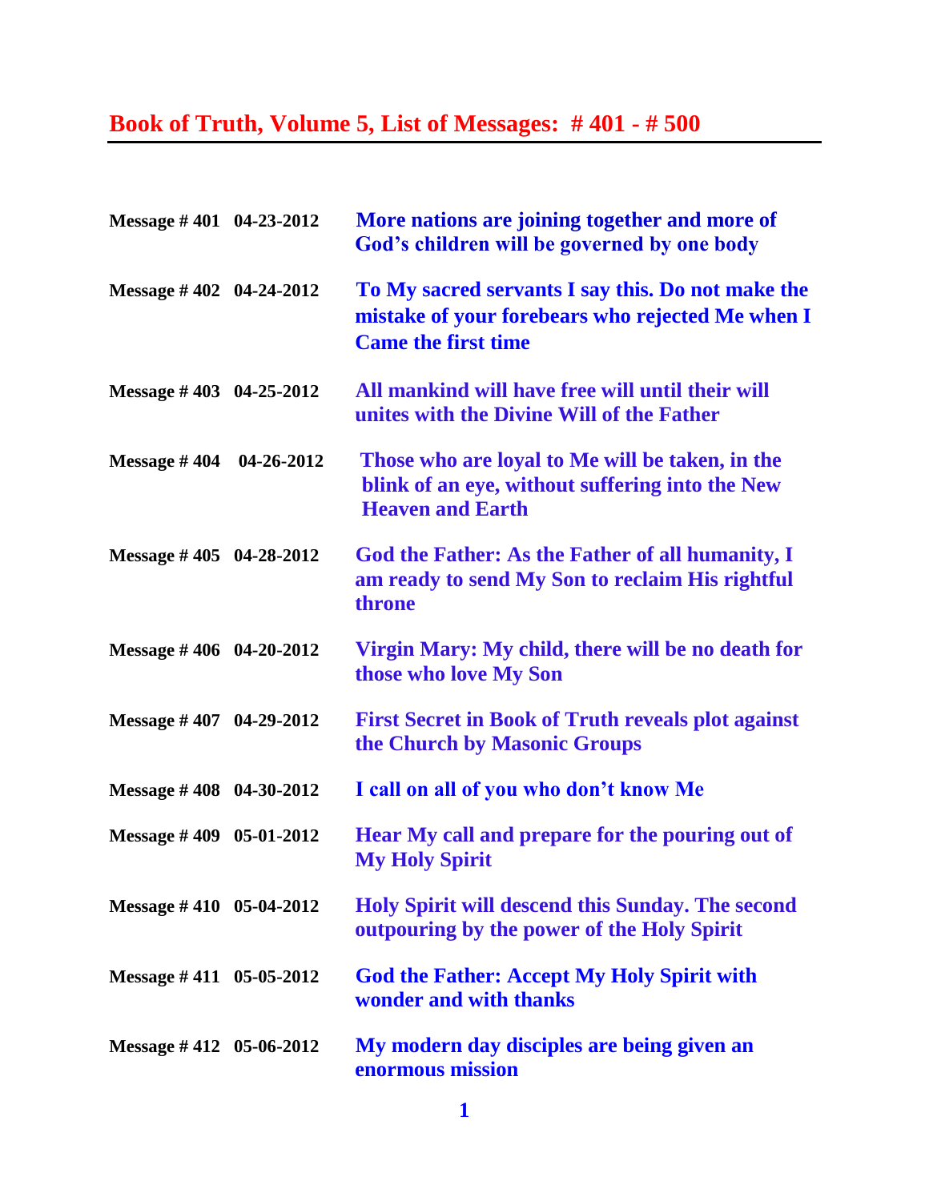# Book of Truth, Volume 5, List of Messages: # 401 - # 500

| | | |
|---|---|---|
| **Message # 401** | **04-23-2012** | **More nations are joining together and more of God's children will be governed by one body** |
| **Message # 402** | **04-24-2012** | **To My sacred servants I say this. Do not make the mistake of your forebears who rejected Me when I Came the first time** |
| **Message # 403** | **04-25-2012** | **All mankind will have free will until their will unites with the Divine Will of the Father** |
| **Message # 404** | **04-26-2012** | **Those who are loyal to Me will be taken, in the blink of an eye, without suffering into the New Heaven and Earth** |
| **Message # 405** | **04-28-2012** | **God the Father: As the Father of all humanity, I am ready to send My Son to reclaim His rightful throne** |
| **Message # 406** | **04-20-2012** | **Virgin Mary: My child, there will be no death for those who love My Son** |
| **Message # 407** | **04-29-2012** | **First Secret in Book of Truth reveals plot against the Church by Masonic Groups** |
| **Message # 408** | **04-30-2012** | **I call on all of you who don't know Me** |
| **Message # 409** | **05-01-2012** | **Hear My call and prepare for the pouring out of My Holy Spirit** |
| **Message # 410** | **05-04-2012** | **Holy Spirit will descend this Sunday. The second outpouring by the power of the Holy Spirit** |
| **Message # 411** | **05-05-2012** | **God the Father: Accept My Holy Spirit with wonder and with thanks** |
| **Message # 412** | **05-06-2012** | **My modern day disciples are being given an enormous mission** |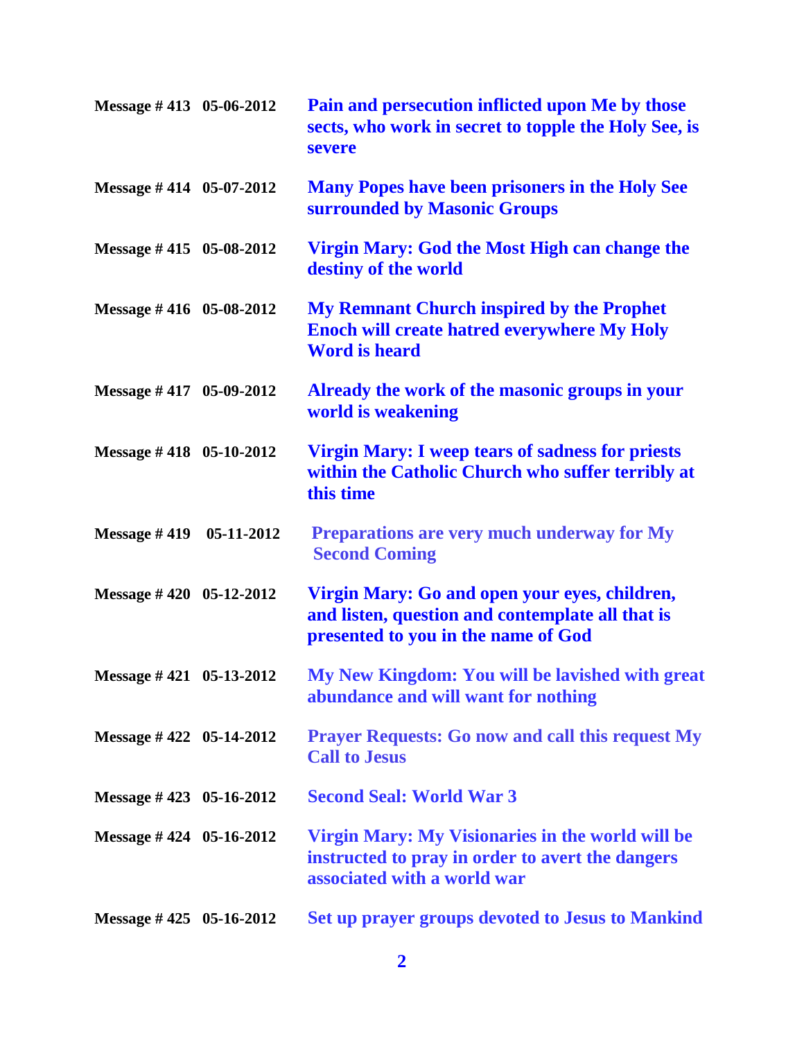| | | |
|---|---|---|
| **Message # 413** | **05-06-2012** | **Pain and persecution inflicted upon Me by those sects, who work in secret to topple the Holy See, is severe** |
| **Message # 414** | **05-07-2012** | **Many Popes have been prisoners in the Holy See surrounded by Masonic Groups** |
| **Message # 415** | **05-08-2012** | **Virgin Mary: God the Most High can change the destiny of the world** |
| **Message # 416** | **05-08-2012** | **My Remnant Church inspired by the Prophet Enoch will create hatred everywhere My Holy Word is heard** |
| **Message # 417** | **05-09-2012** | **Already the work of the masonic groups in your world is weakening** |
| **Message # 418** | **05-10-2012** | **Virgin Mary: I weep tears of sadness for priests within the Catholic Church who suffer terribly at this time** |
| **Message # 419** | **05-11-2012** | **Preparations are very much underway for My Second Coming** |
| **Message # 420** | **05-12-2012** | **Virgin Mary: Go and open your eyes, children, and listen, question and contemplate all that is presented to you in the name of God** |
| **Message # 421** | **05-13-2012** | **My New Kingdom: You will be lavished with great abundance and will want for nothing** |
| **Message # 422** | **05-14-2012** | **Prayer Requests: Go now and call this request My Call to Jesus** |
| **Message # 423** | **05-16-2012** | **Second Seal: World War 3** |
| **Message # 424** | **05-16-2012** | **Virgin Mary: My Visionaries in the world will be instructed to pray in order to avert the dangers associated with a world war** |
| **Message # 425** | **05-16-2012** | **Set up prayer groups devoted to Jesus to Mankind** |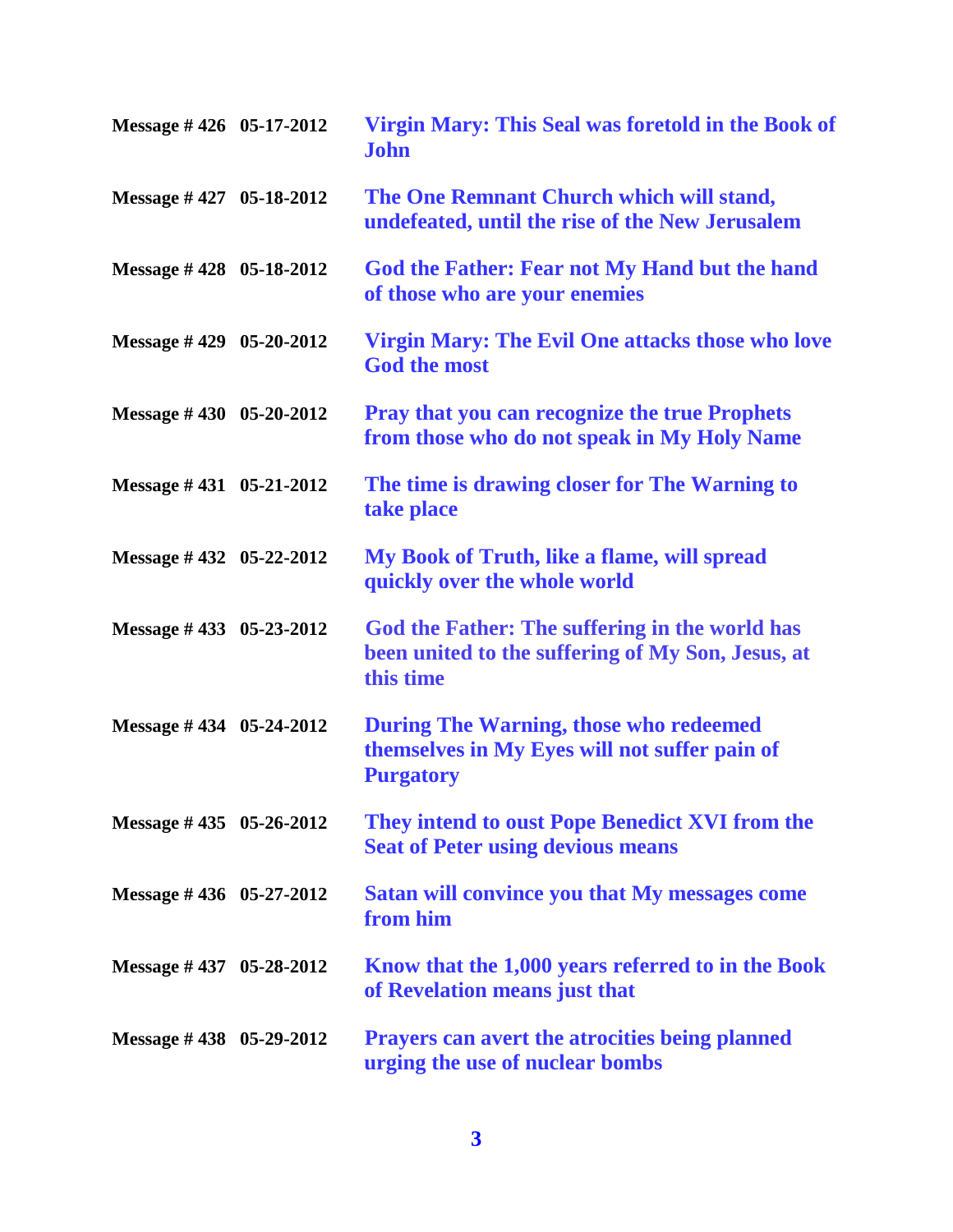| | | |
|---|---|---|
| **Message # 426** | **05-17-2012** | **Virgin Mary: This Seal was foretold in the Book of John** |
| **Message # 427** | **05-18-2012** | **The One Remnant Church which will stand, undefeated, until the rise of the New Jerusalem** |
| **Message # 428** | **05-18-2012** | **God the Father: Fear not My Hand but the hand of those who are your enemies** |
| **Message # 429** | **05-20-2012** | **Virgin Mary: The Evil One attacks those who love God the most** |
| **Message # 430** | **05-20-2012** | **Pray that you can recognize the true Prophets from those who do not speak in My Holy Name** |
| **Message # 431** | **05-21-2012** | **The time is drawing closer for The Warning to take place** |
| **Message # 432** | **05-22-2012** | **My Book of Truth, like a flame, will spread quickly over the whole world** |
| **Message # 433** | **05-23-2012** | **God the Father: The suffering in the world has been united to the suffering of My Son, Jesus, at this time** |
| **Message # 434** | **05-24-2012** | **During The Warning, those who redeemed themselves in My Eyes will not suffer pain of Purgatory** |
| **Message # 435** | **05-26-2012** | **They intend to oust Pope Benedict XVI from the Seat of Peter using devious means** |
| **Message # 436** | **05-27-2012** | **Satan will convince you that My messages come from him** |
| **Message # 437** | **05-28-2012** | **Know that the 1,000 years referred to in the Book of Revelation means just that** |
| **Message # 438** | **05-29-2012** | **Prayers can avert the atrocities being planned urging the use of nuclear bombs** |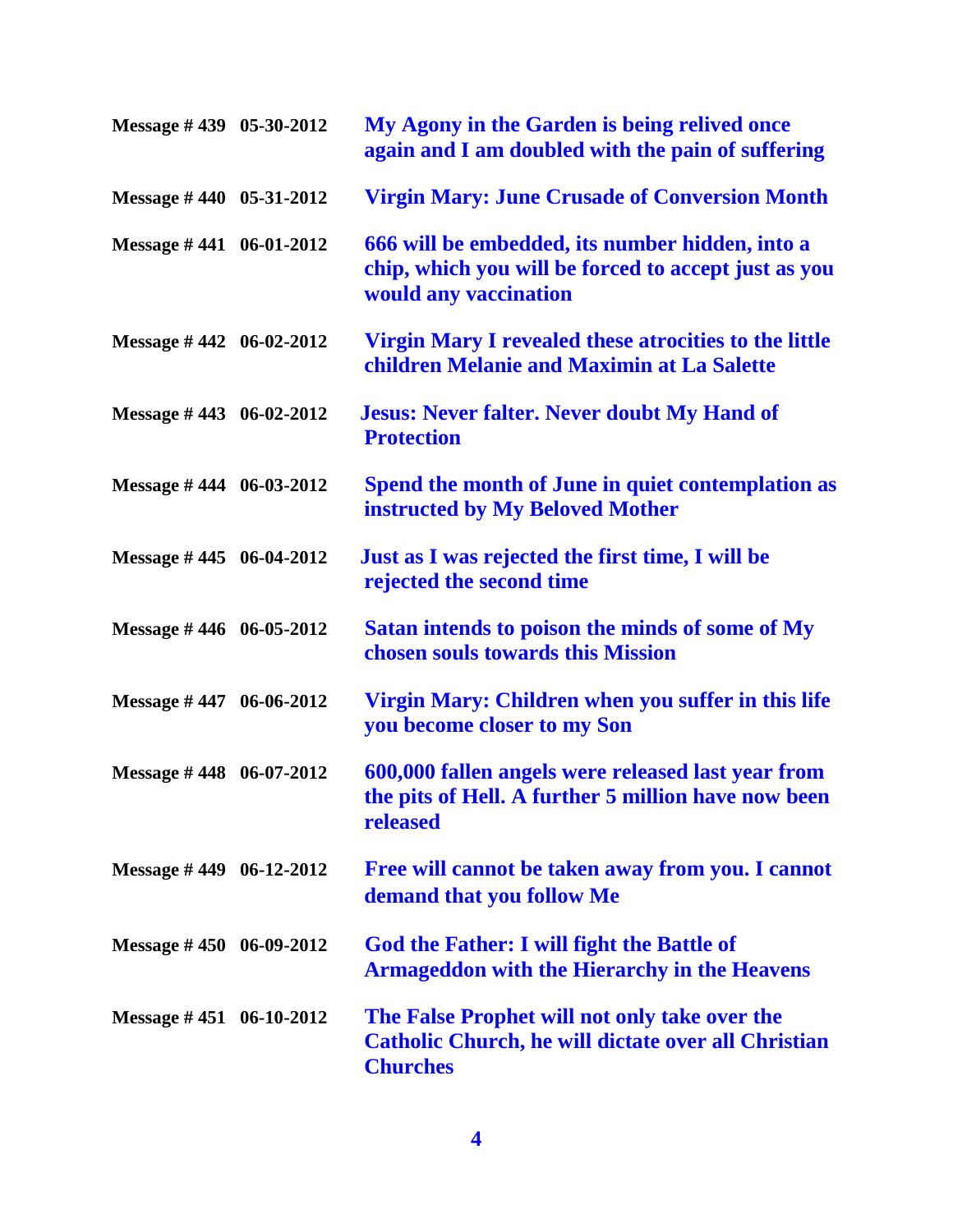| | | |
|---|---|---|
| **Message # 439** | **05-30-2012** | **My Agony in the Garden is being relived once again and I am doubled with the pain of suffering** |
| **Message # 440** | **05-31-2012** | **Virgin Mary: June Crusade of Conversion Month** |
| **Message # 441** | **06-01-2012** | **666 will be embedded, its number hidden, into a chip, which you will be forced to accept just as you would any vaccination** |
| **Message # 442** | **06-02-2012** | **Virgin Mary I revealed these atrocities to the little children Melanie and Maximin at La Salette** |
| **Message # 443** | **06-02-2012** | **Jesus: Never falter. Never doubt My Hand of Protection** |
| **Message # 444** | **06-03-2012** | **Spend the month of June in quiet contemplation as instructed by My Beloved Mother** |
| **Message # 445** | **06-04-2012** | **Just as I was rejected the first time, I will be rejected the second time** |
| **Message # 446** | **06-05-2012** | **Satan intends to poison the minds of some of My chosen souls towards this Mission** |
| **Message # 447** | **06-06-2012** | **Virgin Mary: Children when you suffer in this life you become closer to my Son** |
| **Message # 448** | **06-07-2012** | **600,000 fallen angels were released last year from the pits of Hell. A further 5 million have now been released** |
| **Message # 449** | **06-12-2012** | **Free will cannot be taken away from you. I cannot demand that you follow Me** |
| **Message # 450** | **06-09-2012** | **God the Father: I will fight the Battle of Armageddon with the Hierarchy in the Heavens** |
| **Message # 451** | **06-10-2012** | **The False Prophet will not only take over the Catholic Church, he will dictate over all Christian Churches** |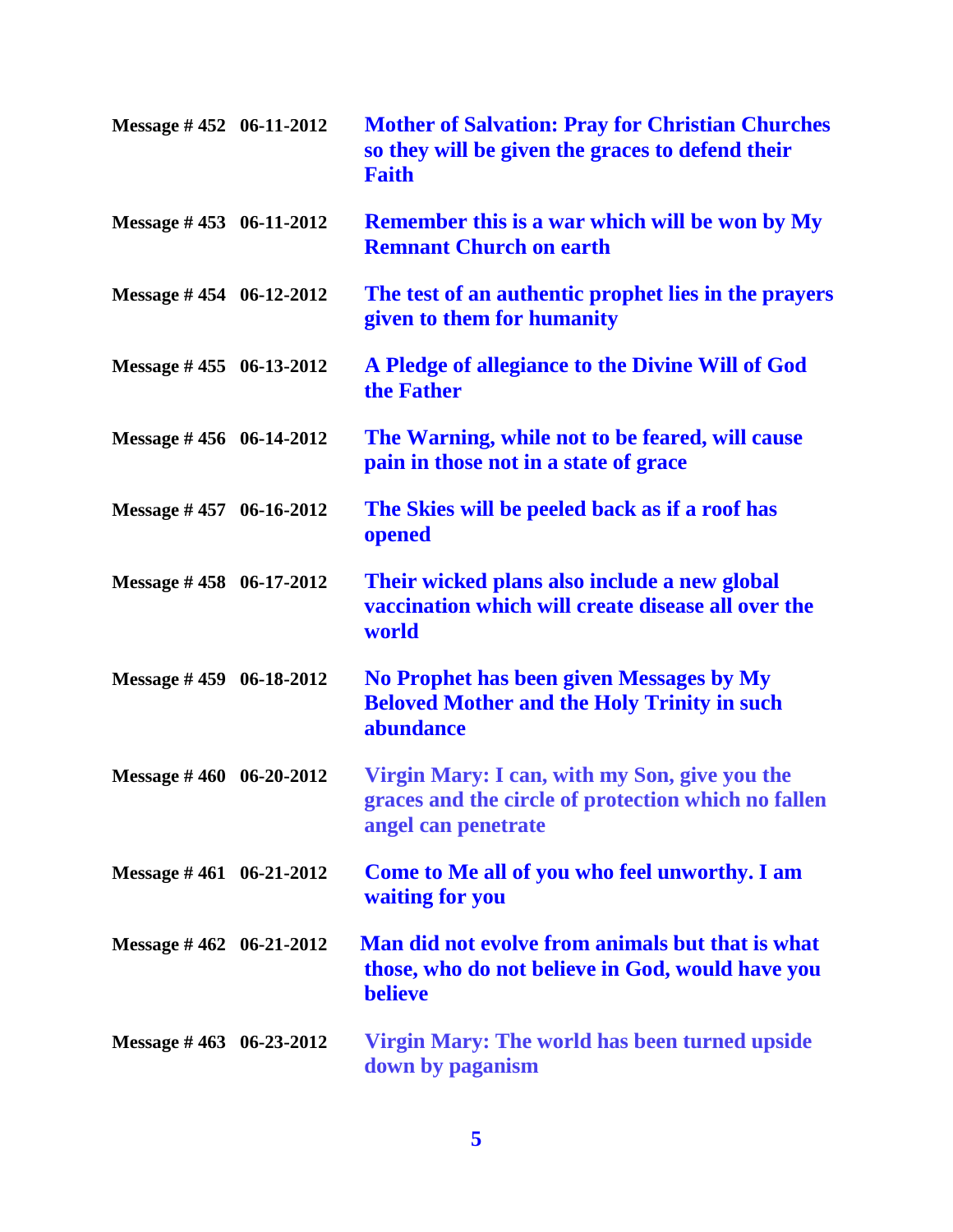| | | |
|---|---|---|
| **Message # 452** | **06-11-2012** | **Mother of Salvation: Pray for Christian Churches so they will be given the graces to defend their Faith** |
| **Message # 453** | **06-11-2012** | **Remember this is a war which will be won by My Remnant Church on earth** |
| **Message # 454** | **06-12-2012** | **The test of an authentic prophet lies in the prayers given to them for humanity** |
| **Message # 455** | **06-13-2012** | **A Pledge of allegiance to the Divine Will of God the Father** |
| **Message # 456** | **06-14-2012** | **The Warning, while not to be feared, will cause pain in those not in a state of grace** |
| **Message # 457** | **06-16-2012** | **The Skies will be peeled back as if a roof has opened** |
| **Message # 458** | **06-17-2012** | **Their wicked plans also include a new global vaccination which will create disease all over the world** |
| **Message # 459** | **06-18-2012** | **No Prophet has been given Messages by My Beloved Mother and the Holy Trinity in such abundance** |
| **Message # 460** | **06-20-2012** | **Virgin Mary: I can, with my Son, give you the graces and the circle of protection which no fallen angel can penetrate** |
| **Message # 461** | **06-21-2012** | **Come to Me all of you who feel unworthy. I am waiting for you** |
| **Message # 462** | **06-21-2012** | **Man did not evolve from animals but that is what those, who do not believe in God, would have you believe** |
| **Message # 463** | **06-23-2012** | **Virgin Mary: The world has been turned upside down by paganism** |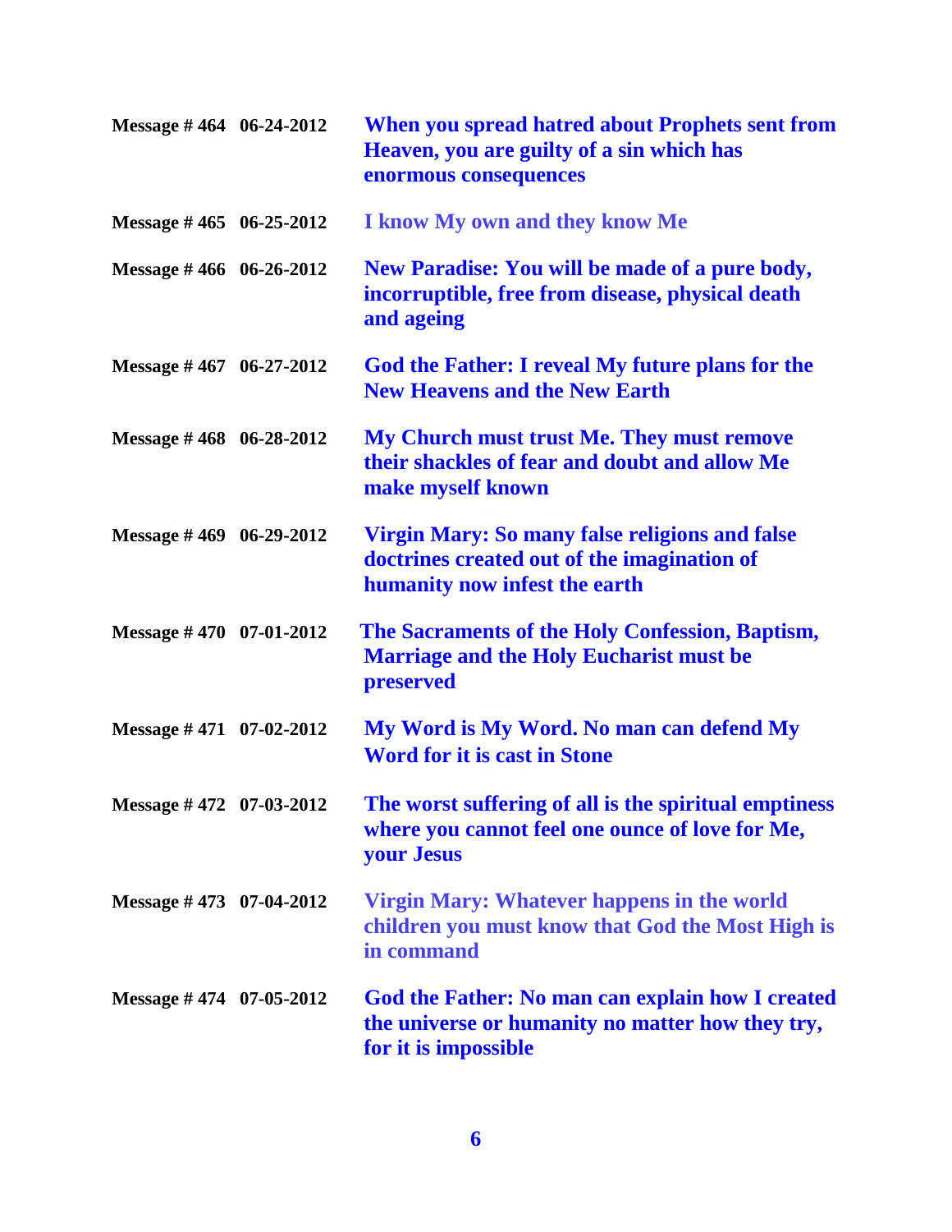| | | |
|---|---|---|
| **Message # 464** | **06-24-2012** | **When you spread hatred about Prophets sent from Heaven, you are guilty of a sin which has enormous consequences** |
| **Message # 465** | **06-25-2012** | **I know My own and they know Me** |
| **Message # 466** | **06-26-2012** | **New Paradise: You will be made of a pure body, incorruptible, free from disease, physical death and ageing** |
| **Message # 467** | **06-27-2012** | **God the Father: I reveal My future plans for the New Heavens and the New Earth** |
| **Message # 468** | **06-28-2012** | **My Church must trust Me. They must remove their shackles of fear and doubt and allow Me make myself known** |
| **Message # 469** | **06-29-2012** | **Virgin Mary: So many false religions and false doctrines created out of the imagination of humanity now infest the earth** |
| **Message # 470** | **07-01-2012** | **The Sacraments of the Holy Confession, Baptism, Marriage and the Holy Eucharist must be preserved** |
| **Message # 471** | **07-02-2012** | **My Word is My Word. No man can defend My Word for it is cast in Stone** |
| **Message # 472** | **07-03-2012** | **The worst suffering of all is the spiritual emptiness where you cannot feel one ounce of love for Me, your Jesus** |
| **Message # 473** | **07-04-2012** | **Virgin Mary: Whatever happens in the world children you must know that God the Most High is in command** |
| **Message # 474** | **07-05-2012** | **God the Father: No man can explain how I created the universe or humanity no matter how they try, for it is impossible** |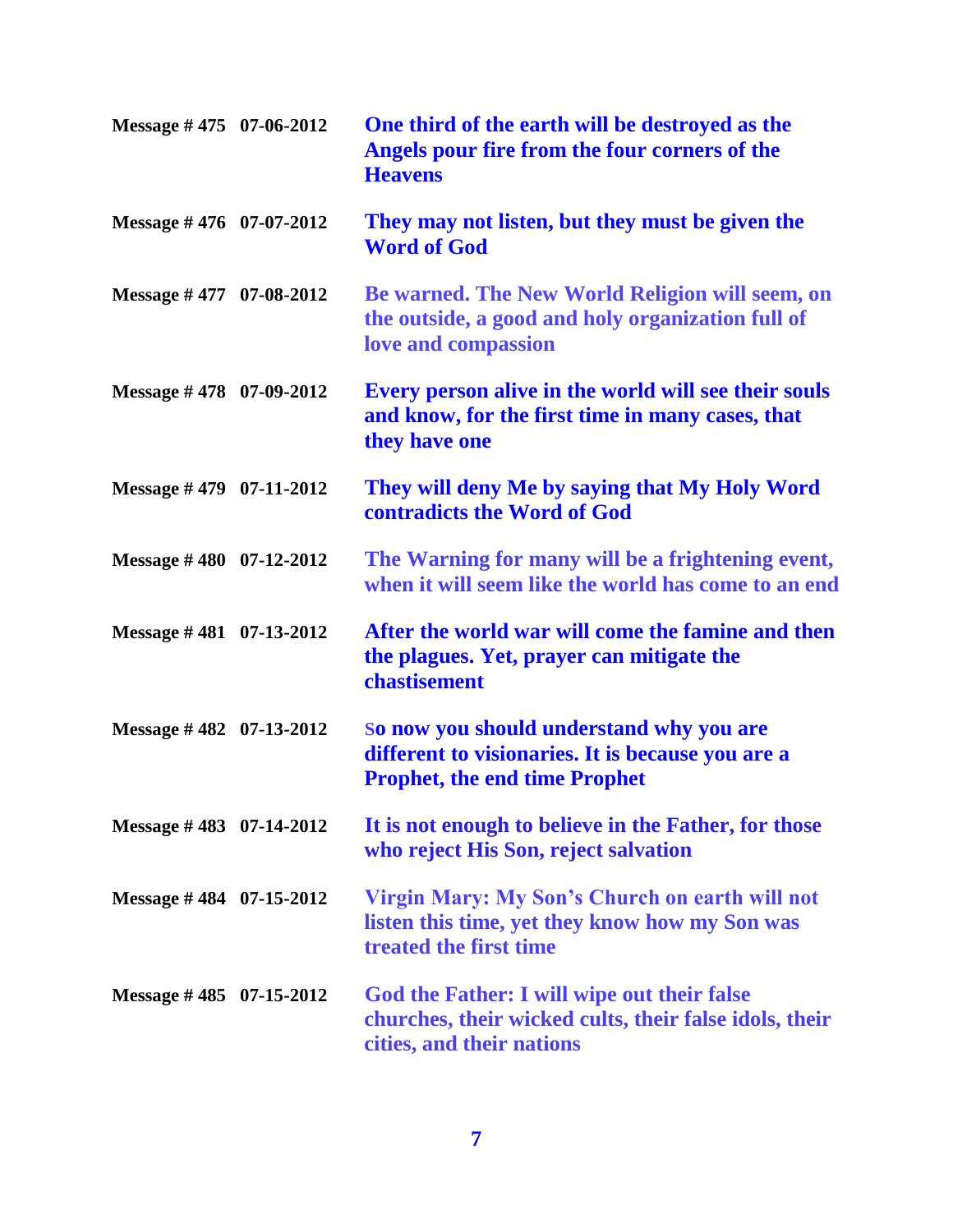| | | |
|---|---|---|
| **Message # 475** | **07-06-2012** | **One third of the earth will be destroyed as the Angels pour fire from the four corners of the Heavens** |
| **Message # 476** | **07-07-2012** | **They may not listen, but they must be given the Word of God** |
| **Message # 477** | **07-08-2012** | **Be warned. The New World Religion will seem, on the outside, a good and holy organization full of love and compassion** |
| **Message # 478** | **07-09-2012** | **Every person alive in the world will see their souls and know, for the first time in many cases, that they have one** |
| **Message # 479** | **07-11-2012** | **They will deny Me by saying that My Holy Word contradicts the Word of God** |
| **Message # 480** | **07-12-2012** | **The Warning for many will be a frightening event, when it will seem like the world has come to an end** |
| **Message # 481** | **07-13-2012** | **After the world war will come the famine and then the plagues. Yet, prayer can mitigate the chastisement** |
| **Message # 482** | **07-13-2012** | **So now you should understand why you are different to visionaries. It is because you are a Prophet, the end time Prophet** |
| **Message # 483** | **07-14-2012** | **It is not enough to believe in the Father, for those who reject His Son, reject salvation** |
| **Message # 484** | **07-15-2012** | **Virgin Mary: My Son's Church on earth will not listen this time, yet they know how my Son was treated the first time** |
| **Message # 485** | **07-15-2012** | **God the Father: I will wipe out their false churches, their wicked cults, their false idols, their cities, and their nations** |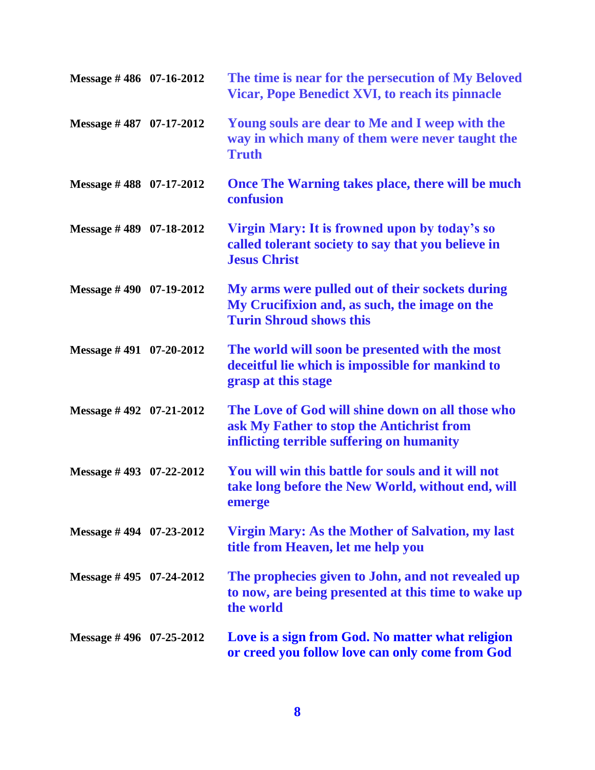| | | |
|---|---|---|
| **Message # 486** | **07-16-2012** | **The time is near for the persecution of My Beloved Vicar, Pope Benedict XVI, to reach its pinnacle** |
| **Message # 487** | **07-17-2012** | **Young souls are dear to Me and I weep with the way in which many of them were never taught the Truth** |
| **Message # 488** | **07-17-2012** | **Once The Warning takes place, there will be much confusion** |
| **Message # 489** | **07-18-2012** | **Virgin Mary: It is frowned upon by today's so called tolerant society to say that you believe in Jesus Christ** |
| **Message # 490** | **07-19-2012** | **My arms were pulled out of their sockets during My Crucifixion and, as such, the image on the Turin Shroud shows this** |
| **Message # 491** | **07-20-2012** | **The world will soon be presented with the most deceitful lie which is impossible for mankind to grasp at this stage** |
| **Message # 492** | **07-21-2012** | **The Love of God will shine down on all those who ask My Father to stop the Antichrist from inflicting terrible suffering on humanity** |
| **Message # 493** | **07-22-2012** | **You will win this battle for souls and it will not take long before the New World, without end, will emerge** |
| **Message # 494** | **07-23-2012** | **Virgin Mary: As the Mother of Salvation, my last title from Heaven, let me help you** |
| **Message # 495** | **07-24-2012** | **The prophecies given to John, and not revealed up to now, are being presented at this time to wake up the world** |
| **Message # 496** | **07-25-2012** | **Love is a sign from God. No matter what religion or creed you follow love can only come from God** |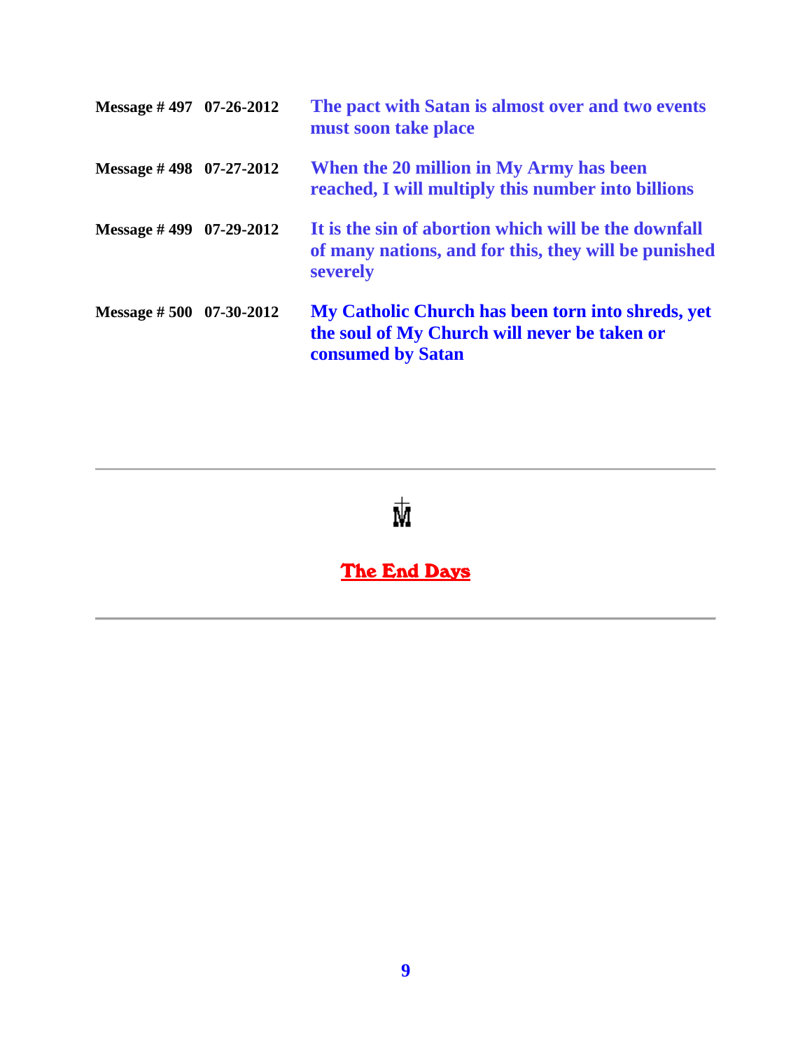| | | |
|---|---|---|
| **Message # 497** | **07-26-2012** | **The pact with Satan is almost over and two events must soon take place** |
| **Message # 498** | **07-27-2012** | **When the 20 million in My Army has been reached, I will multiply this number into billions** |
| **Message # 499** | **07-29-2012** | **It is the sin of abortion which will be the downfall of many nations, and for this, they will be punished severely** |
| **Message # 500** | **07-30-2012** | **My Catholic Church has been torn into shreds, yet the soul of My Church will never be taken or consumed by Satan** |

---

**The End Days**

---